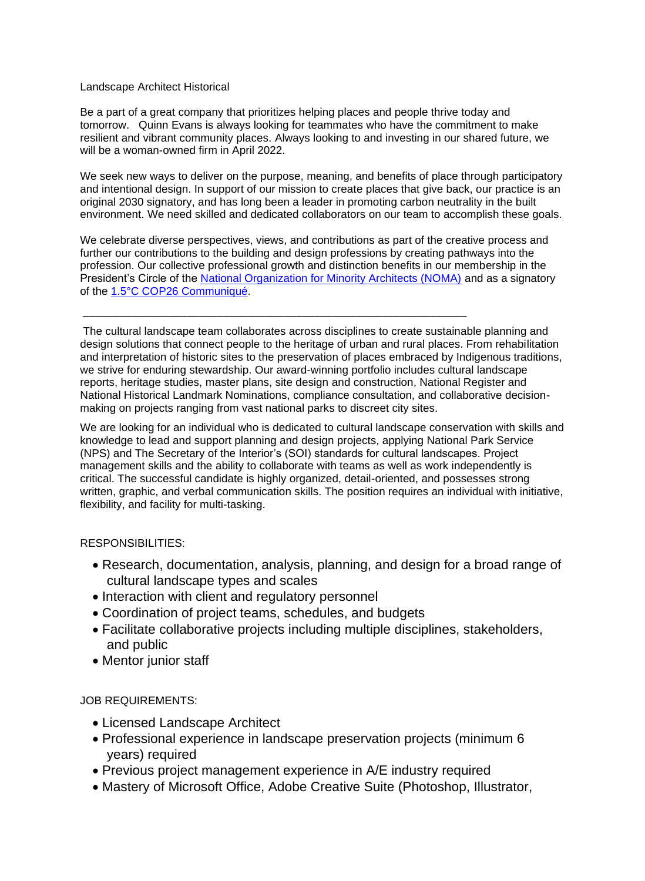Landscape Architect Historical

Be a part of a great company that prioritizes helping places and people thrive today and tomorrow. Quinn Evans is always looking for teammates who have the commitment to make resilient and vibrant community places. Always looking to and investing in our shared future, we will be a woman-owned firm in April 2022.

We seek new ways to deliver on the purpose, meaning, and benefits of place through participatory and intentional design. In support of our mission to create places that give back, our practice is an original 2030 signatory, and has long been a leader in promoting carbon neutrality in the built environment. We need skilled and dedicated collaborators on our team to accomplish these goals.

We celebrate diverse perspectives, views, and contributions as part of the creative process and further our contributions to the building and design professions by creating pathways into the profession. Our collective professional growth and distinction benefits in our membership in the President's Circle of the National Organization for Minority Architects (NOMA) and as a signatory of the 1.5°C COP26 Communiqué.

---

The cultural landscape team collaborates across disciplines to create sustainable planning and design solutions that connect people to the heritage of urban and rural places. From rehabilitation and interpretation of historic sites to the preservation of places embraced by Indigenous traditions, we strive for enduring stewardship. Our award-winning portfolio includes cultural landscape reports, heritage studies, master plans, site design and construction, National Register and National Historical Landmark Nominations, compliance consultation, and collaborative decision-making on projects ranging from vast national parks to discreet city sites.

We are looking for an individual who is dedicated to cultural landscape conservation with skills and knowledge to lead and support planning and design projects, applying National Park Service (NPS) and The Secretary of the Interior's (SOI) standards for cultural landscapes. Project management skills and the ability to collaborate with teams as well as work independently is critical. The successful candidate is highly organized, detail-oriented, and possesses strong written, graphic, and verbal communication skills. The position requires an individual with initiative, flexibility, and facility for multi-tasking.

RESPONSIBILITIES:

- Research, documentation, analysis, planning, and design for a broad range of cultural landscape types and scales
- Interaction with client and regulatory personnel
- Coordination of project teams, schedules, and budgets
- Facilitate collaborative projects including multiple disciplines, stakeholders, and public
- Mentor junior staff

JOB REQUIREMENTS:

- Licensed Landscape Architect
- Professional experience in landscape preservation projects (minimum 6 years) required
- Previous project management experience in A/E industry required
- Mastery of Microsoft Office, Adobe Creative Suite (Photoshop, Illustrator,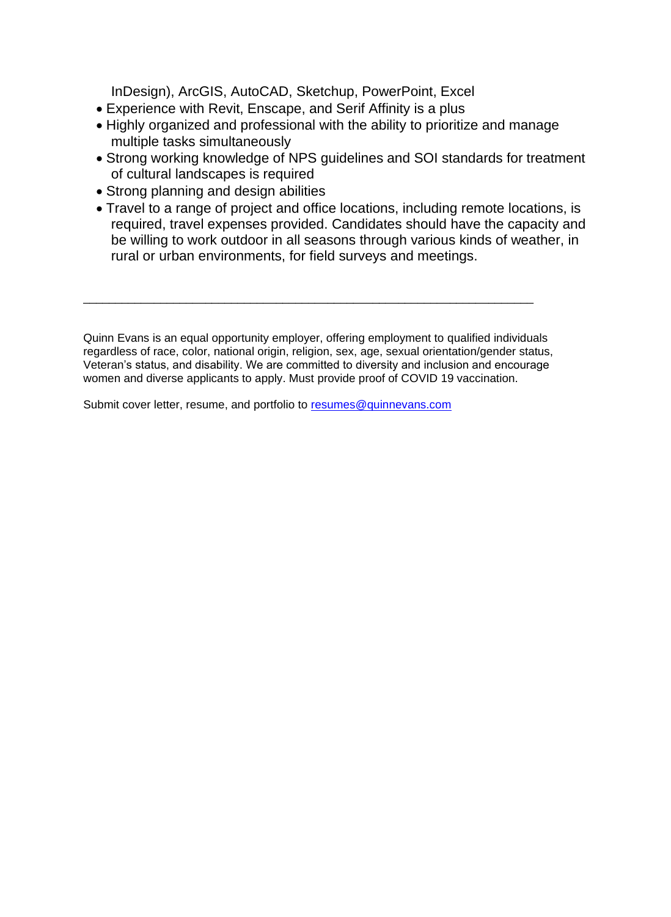InDesign), ArcGIS, AutoCAD, Sketchup, PowerPoint, Excel

- Experience with Revit, Enscape, and Serif Affinity is a plus
- Highly organized and professional with the ability to prioritize and manage multiple tasks simultaneously
- Strong working knowledge of NPS guidelines and SOI standards for treatment of cultural landscapes is required
- Strong planning and design abilities
- Travel to a range of project and office locations, including remote locations, is required, travel expenses provided. Candidates should have the capacity and be willing to work outdoor in all seasons through various kinds of weather, in rural or urban environments, for field surveys and meetings.

---

Quinn Evans is an equal opportunity employer, offering employment to qualified individuals regardless of race, color, national origin, religion, sex, age, sexual orientation/gender status, Veteran's status, and disability. We are committed to diversity and inclusion and encourage women and diverse applicants to apply. Must provide proof of COVID 19 vaccination.

Submit cover letter, resume, and portfolio to [resumes@quinnevans.com](mailto:resumes@quinnevans.com)